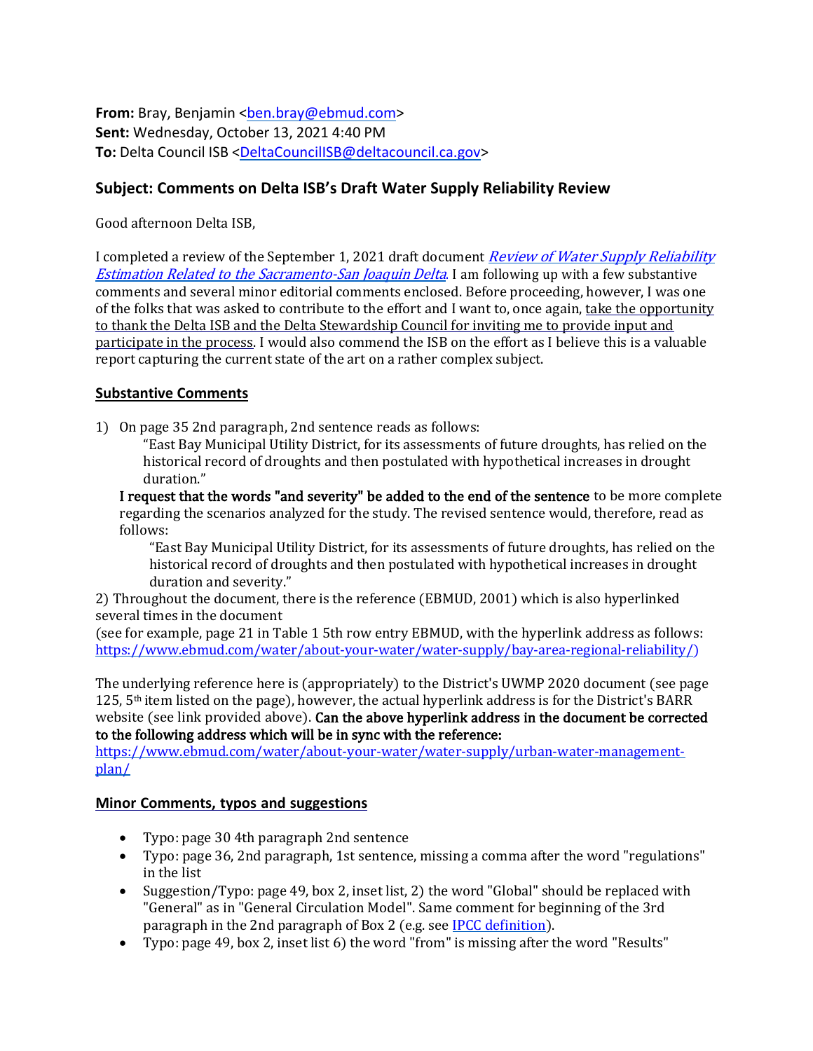**From:** Bray, Benjamin <ben.bray@ebmud.com>
**Sent:** Wednesday, October 13, 2021 4:40 PM
**To:** Delta Council ISB <DeltaCouncilISB@deltacouncil.ca.gov>

## Subject: Comments on Delta ISB's Draft Water Supply Reliability Review

Good afternoon Delta ISB,

I completed a review of the September 1, 2021 draft document *Review of Water Supply Reliability Estimation Related to the Sacramento-San Joaquin Delta*. I am following up with a few substantive comments and several minor editorial comments enclosed. Before proceeding, however, I was one of the folks that was asked to contribute to the effort and I want to, once again, take the opportunity to thank the Delta ISB and the Delta Stewardship Council for inviting me to provide input and participate in the process. I would also commend the ISB on the effort as I believe this is a valuable report capturing the current state of the art on a rather complex subject.

### Substantive Comments

1) On page 35 2nd paragraph, 2nd sentence reads as follows:

   > "East Bay Municipal Utility District, for its assessments of future droughts, has relied on the historical record of droughts and then postulated with hypothetical increases in drought duration."

   **I request that the words "and severity" be added to the end of the sentence** to be more complete regarding the scenarios analyzed for the study. The revised sentence would, therefore, read as follows:

   > "East Bay Municipal Utility District, for its assessments of future droughts, has relied on the historical record of droughts and then postulated with hypothetical increases in drought duration and severity."

2) Throughout the document, there is the reference (EBMUD, 2001) which is also hyperlinked several times in the document
(see for example, page 21 in Table 1 5th row entry EBMUD, with the hyperlink address as follows: https://www.ebmud.com/water/about-your-water/water-supply/bay-area-regional-reliability/)

The underlying reference here is (appropriately) to the District's UWMP 2020 document (see page 125, 5th item listed on the page), however, the actual hyperlink address is for the District's BARR website (see link provided above). **Can the above hyperlink address in the document be corrected to the following address which will be in sync with the reference:**
https://www.ebmud.com/water/about-your-water/water-supply/urban-water-management-plan/

### Minor Comments, typos and suggestions

- Typo: page 30 4th paragraph 2nd sentence
- Typo: page 36, 2nd paragraph, 1st sentence, missing a comma after the word "regulations" in the list
- Suggestion/Typo: page 49, box 2, inset list, 2) the word "Global" should be replaced with "General" as in "General Circulation Model". Same comment for beginning of the 3rd paragraph in the 2nd paragraph of Box 2 (e.g. see IPCC definition).
- Typo: page 49, box 2, inset list 6) the word "from" is missing after the word "Results"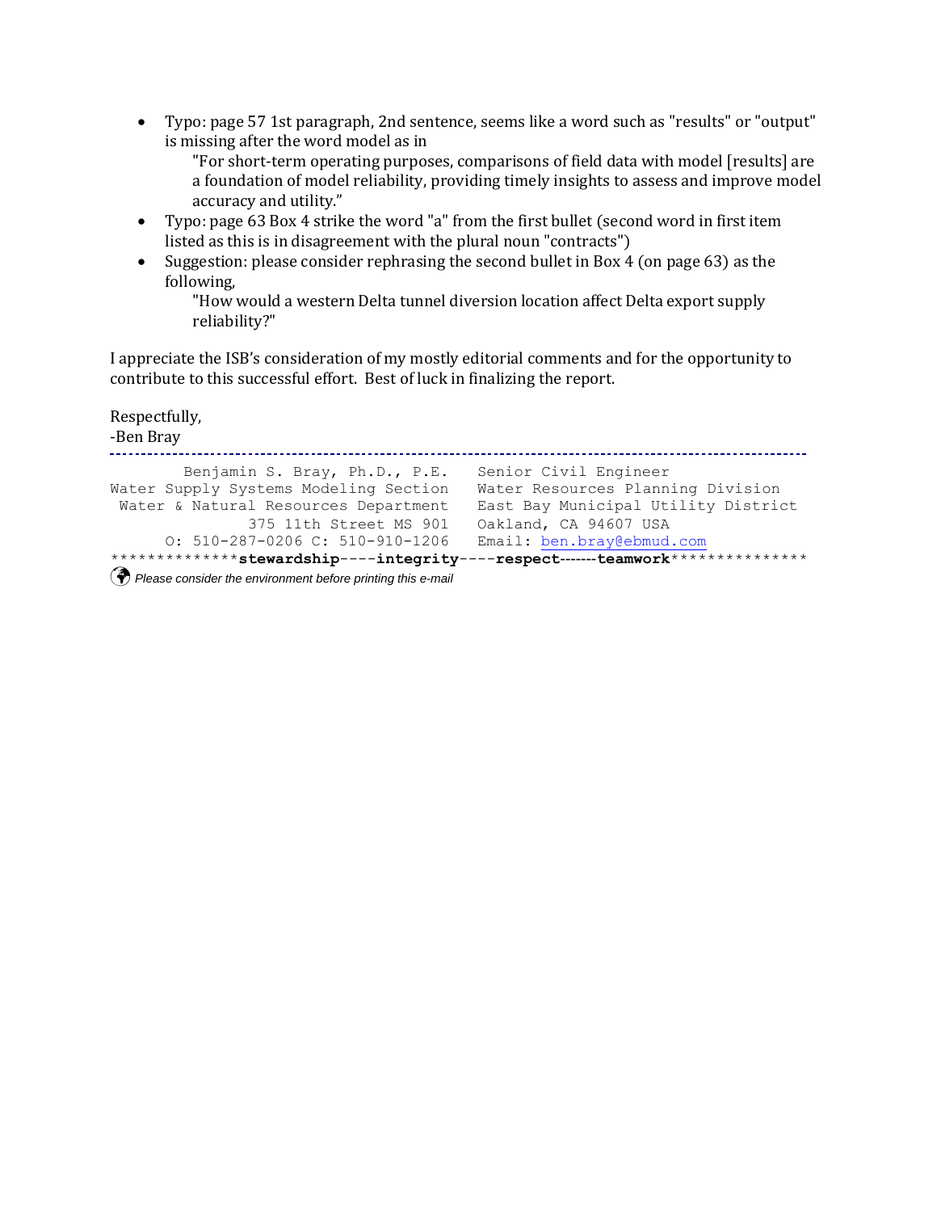- Typo: page 57 1st paragraph, 2nd sentence, seems like a word such as "results" or "output" is missing after the word model as in

  "For short-term operating purposes, comparisons of field data with model [results] are a foundation of model reliability, providing timely insights to assess and improve model accuracy and utility."
- Typo: page 63 Box 4 strike the word "a" from the first bullet (second word in first item listed as this is in disagreement with the plural noun "contracts")
- Suggestion: please consider rephrasing the second bullet in Box 4 (on page 63) as the following,

  "How would a western Delta tunnel diversion location affect Delta export supply reliability?"

I appreciate the ISB's consideration of my mostly editorial comments and for the opportunity to contribute to this successful effort. Best of luck in finalizing the report.

Respectfully,
-Ben Bray

---

```
       Benjamin S. Bray, Ph.D., P.E.   Senior Civil Engineer
Water Supply Systems Modeling Section   Water Resources Planning Division
 Water & Natural Resources Department   East Bay Municipal Utility District
              375 11th Street MS 901   Oakland, CA 94607 USA
      O: 510-287-0206 C: 510-910-1206   Email: ben.bray@ebmud.com
**************stewardship----integrity----respect-------teamwork***************
```

*Please consider the environment before printing this e-mail*